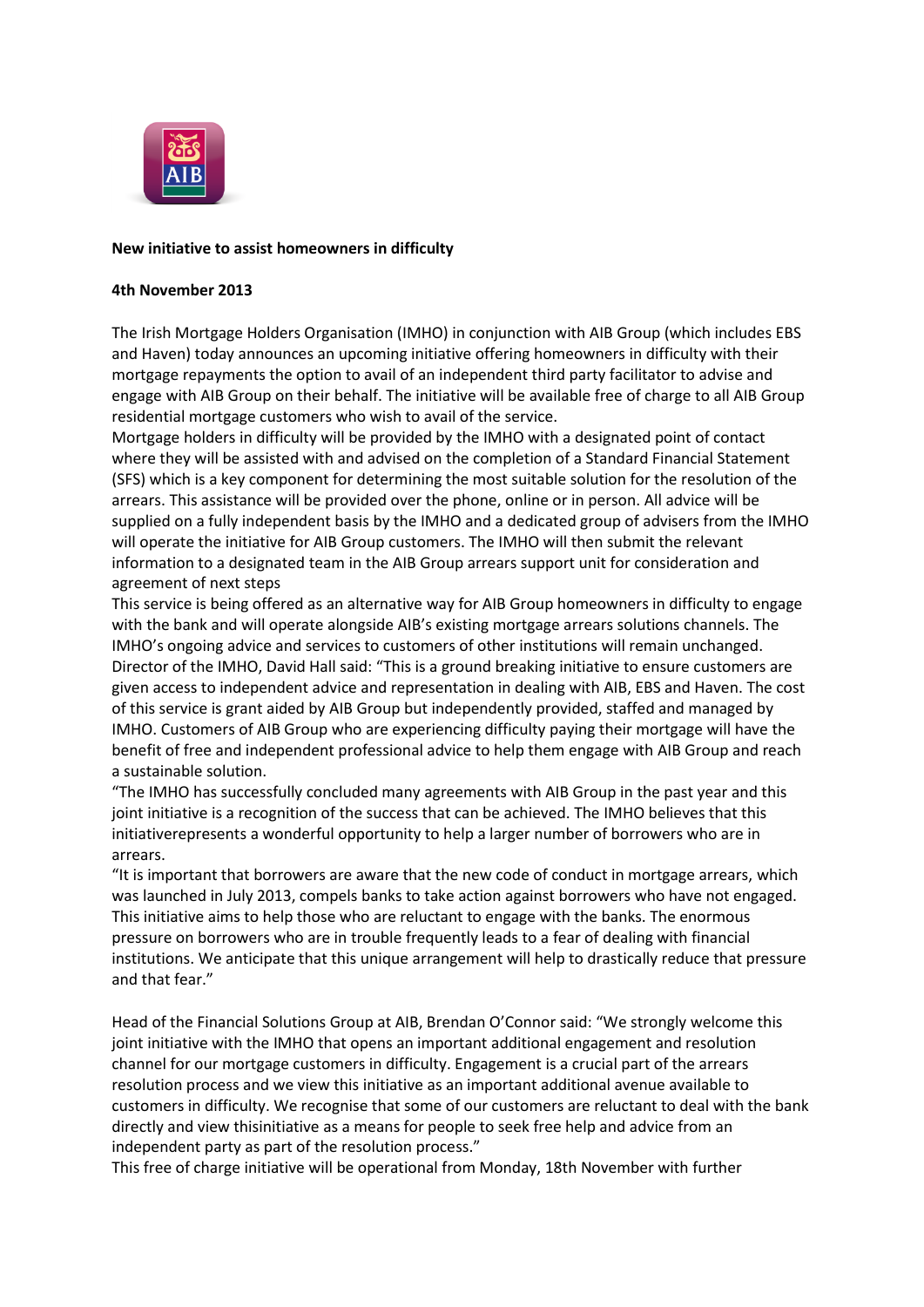**New initiative to assist homeowners in difficulty**

**4th November 2013**

The Irish Mortgage Holders Organisation (IMHO) in conjunction with AIB Group (which includes EBS and Haven) today announces an upcoming initiative offering homeowners in difficulty with their mortgage repayments the option to avail of an independent third party facilitator to advise and engage with AIB Group on their behalf. The initiative will be available free of charge to all AIB Group residential mortgage customers who wish to avail of the service.

Mortgage holders in difficulty will be provided by the IMHO with a designated point of contact where they will be assisted with and advised on the completion of a Standard Financial Statement (SFS) which is a key component for determining the most suitable solution for the resolution of the arrears. This assistance will be provided over the phone, online or in person. All advice will be supplied on a fully independent basis by the IMHO and a dedicated group of advisers from the IMHO will operate the initiative for AIB Group customers. The IMHO will then submit the relevant information to a designated team in the AIB Group arrears support unit for consideration and agreement of next steps

This service is being offered as an alternative way for AIB Group homeowners in difficulty to engage with the bank and will operate alongside AIB's existing mortgage arrears solutions channels. The IMHO's ongoing advice and services to customers of other institutions will remain unchanged.

Director of the IMHO, David Hall said: "This is a ground breaking initiative to ensure customers are given access to independent advice and representation in dealing with AIB, EBS and Haven. The cost of this service is grant aided by AIB Group but independently provided, staffed and managed by IMHO. Customers of AIB Group who are experiencing difficulty paying their mortgage will have the benefit of free and independent professional advice to help them engage with AIB Group and reach a sustainable solution.

"The IMHO has successfully concluded many agreements with AIB Group in the past year and this joint initiative is a recognition of the success that can be achieved. The IMHO believes that this initiativerepresents a wonderful opportunity to help a larger number of borrowers who are in arrears.

"It is important that borrowers are aware that the new code of conduct in mortgage arrears, which was launched in July 2013, compels banks to take action against borrowers who have not engaged. This initiative aims to help those who are reluctant to engage with the banks. The enormous pressure on borrowers who are in trouble frequently leads to a fear of dealing with financial institutions. We anticipate that this unique arrangement will help to drastically reduce that pressure and that fear."

Head of the Financial Solutions Group at AIB, Brendan O'Connor said: "We strongly welcome this joint initiative with the IMHO that opens an important additional engagement and resolution channel for our mortgage customers in difficulty. Engagement is a crucial part of the arrears resolution process and we view this initiative as an important additional avenue available to customers in difficulty. We recognise that some of our customers are reluctant to deal with the bank directly and view thisinitiative as a means for people to seek free help and advice from an independent party as part of the resolution process."

This free of charge initiative will be operational from Monday, 18th November with further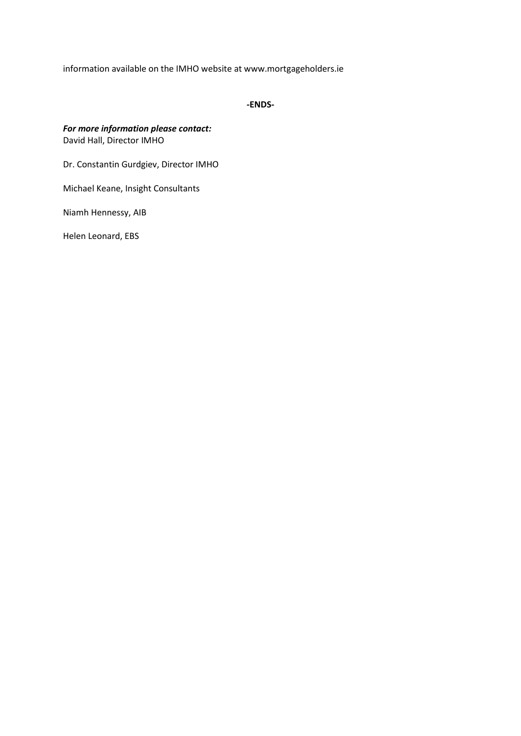information available on the IMHO website at www.mortgageholders.ie

**-ENDS-**

***For more information please contact:***
David Hall, Director IMHO

Dr. Constantin Gurdgiev, Director IMHO

Michael Keane, Insight Consultants

Niamh Hennessy, AIB

Helen Leonard, EBS